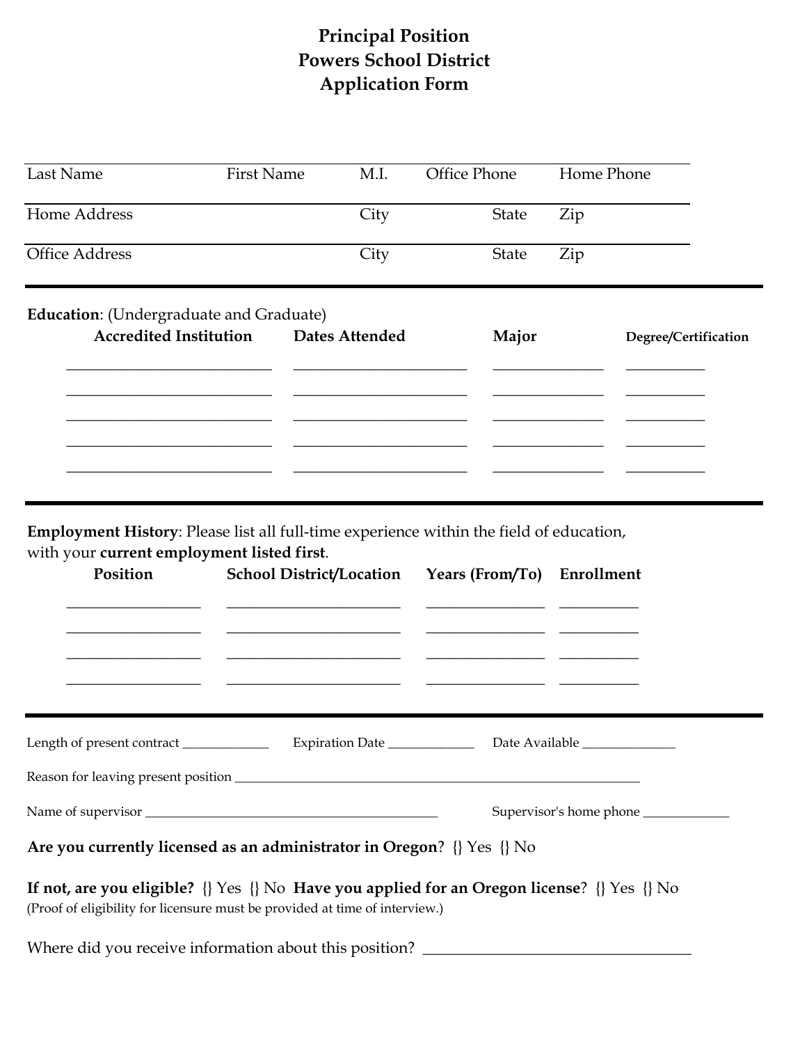# Principal Position
# Powers School District
# Application Form

| Last Name | First Name | M.I. | Office Phone | Home Phone |
|---|---|---|---|---|
| Home Address | | City | State | Zip |
| Office Address | | City | State | Zip |

---

**Education**: (Undergraduate and Graduate)

| Accredited Institution | Dates Attended | Major | Degree/Certification |
|---|---|---|---|
| | | | |
| | | | |
| | | | |
| | | | |
| | | | |

---

**Employment History**: Please list all full-time experience within the field of education, with your **current employment listed first**.

| Position | School District/Location | Years (From/To) | Enrollment |
|---|---|---|---|
| | | | |
| | | | |
| | | | |
| | | | |

---

Length of present contract _____________ Expiration Date _____________ Date Available ______________

Reason for leaving present position ____________________________________________________________

Name of supervisor ____________________________________________ Supervisor's home phone _____________

**Are you currently licensed as an administrator in Oregon**? {} Yes {} No

**If not, are you eligible?** {} Yes {} No **Have you applied for an Oregon license**? {} Yes {} No
(Proof of eligibility for licensure must be provided at time of interview.)

Where did you receive information about this position? __________________________________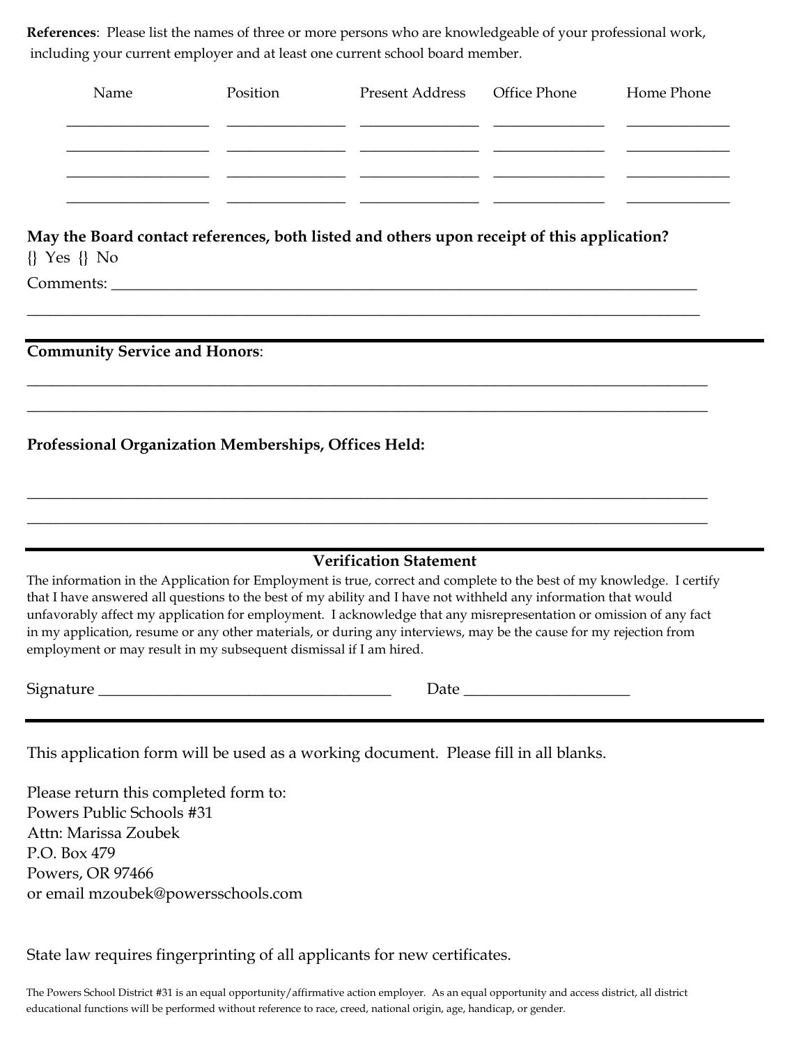**References**: Please list the names of three or more persons who are knowledgeable of your professional work, including your current employer and at least one current school board member.

| Name | Position | Present Address | Office Phone | Home Phone |
|---|---|---|---|---|
| | | | | |
| | | | | |
| | | | | |
| | | | | |

**May the Board contact references, both listed and others upon receipt of this application?**

{} Yes {} No

Comments: ______________________________________________________________________________

_____________________________________________________________________________________

**Community Service and Honors**:

_____________________________________________________________________________________

_____________________________________________________________________________________

**Professional Organization Memberships, Offices Held:**

_____________________________________________________________________________________

_____________________________________________________________________________________

**Verification Statement**

The information in the Application for Employment is true, correct and complete to the best of my knowledge. I certify that I have answered all questions to the best of my ability and I have not withheld any information that would unfavorably affect my application for employment. I acknowledge that any misrepresentation or omission of any fact in my application, resume or any other materials, or during any interviews, may be the cause for my rejection from employment or may result in my subsequent dismissal if I am hired.

Signature ____________________________________ Date ____________________

This application form will be used as a working document. Please fill in all blanks.

Please return this completed form to:
Powers Public Schools #31
Attn: Marissa Zoubek
P.O. Box 479
Powers, OR 97466
or email mzoubek@powersschools.com

State law requires fingerprinting of all applicants for new certificates.

The Powers School District #31 is an equal opportunity/affirmative action employer. As an equal opportunity and access district, all district educational functions will be performed without reference to race, creed, national origin, age, handicap, or gender.